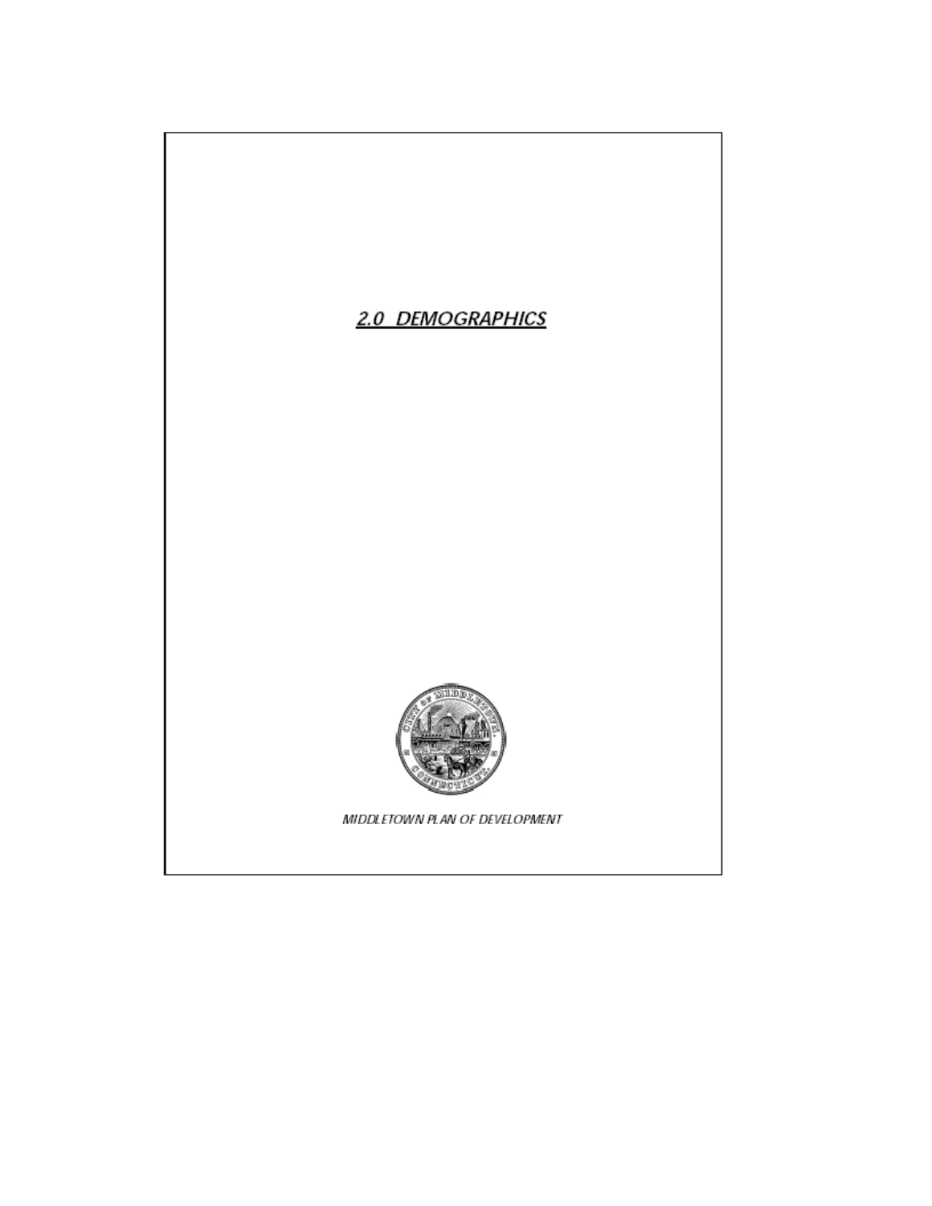# *2.0 DEMOGRAPHICS*

*MIDDLETOWN PLAN OF DEVELOPMENT*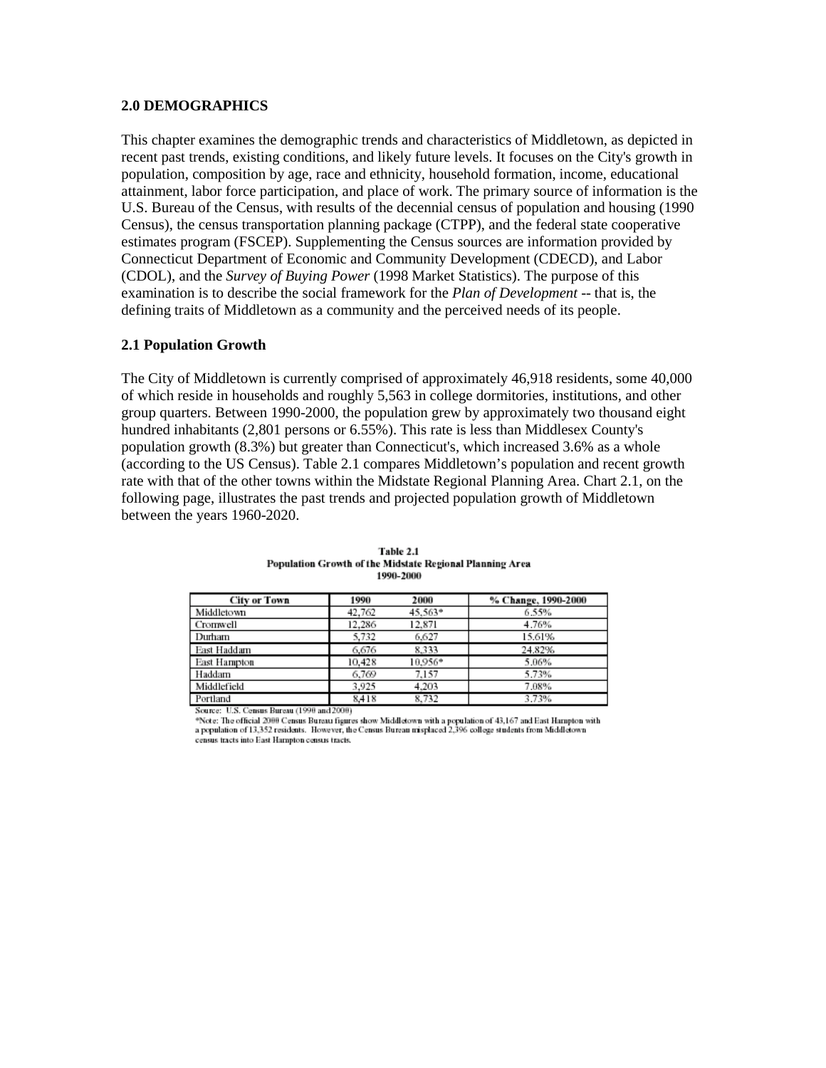## 2.0 DEMOGRAPHICS

This chapter examines the demographic trends and characteristics of Middletown, as depicted in recent past trends, existing conditions, and likely future levels. It focuses on the City's growth in population, composition by age, race and ethnicity, household formation, income, educational attainment, labor force participation, and place of work. The primary source of information is the U.S. Bureau of the Census, with results of the decennial census of population and housing (1990 Census), the census transportation planning package (CTPP), and the federal state cooperative estimates program (FSCEP). Supplementing the Census sources are information provided by Connecticut Department of Economic and Community Development (CDECD), and Labor (CDOL), and the *Survey of Buying Power* (1998 Market Statistics). The purpose of this examination is to describe the social framework for the *Plan of Development* -- that is, the defining traits of Middletown as a community and the perceived needs of its people.

### 2.1 Population Growth

The City of Middletown is currently comprised of approximately 46,918 residents, some 40,000 of which reside in households and roughly 5,563 in college dormitories, institutions, and other group quarters. Between 1990-2000, the population grew by approximately two thousand eight hundred inhabitants (2,801 persons or 6.55%). This rate is less than Middlesex County's population growth (8.3%) but greater than Connecticut's, which increased 3.6% as a whole (according to the US Census). Table 2.1 compares Middletown's population and recent growth rate with that of the other towns within the Midstate Regional Planning Area. Chart 2.1, on the following page, illustrates the past trends and projected population growth of Middletown between the years 1960-2020.

**Table 2.1**
**Population Growth of the Midstate Regional Planning Area**
**1990-2000**

| City or Town | 1990 | 2000 | % Change, 1990-2000 |
|---|---|---|---|
| Middletown | 42,762 | 45,563* | 6.55% |
| Cromwell | 12,286 | 12,871 | 4.76% |
| Durham | 5,732 | 6,627 | 15.61% |
| East Haddam | 6,676 | 8,333 | 24.82% |
| East Hampton | 10,428 | 10,956* | 5.06% |
| Haddam | 6,769 | 7,157 | 5.73% |
| Middlefield | 3,925 | 4,203 | 7.08% |
| Portland | 8,418 | 8,732 | 3.73% |

Source: U.S. Census Bureau (1990 and 2000)
*Note: The official 2000 Census Bureau figures show Middletown with a population of 43,167 and East Hampton with a population of 13,352 residents. However, the Census Bureau misplaced 2,396 college students from Middletown census tracts into East Hampton census tracts.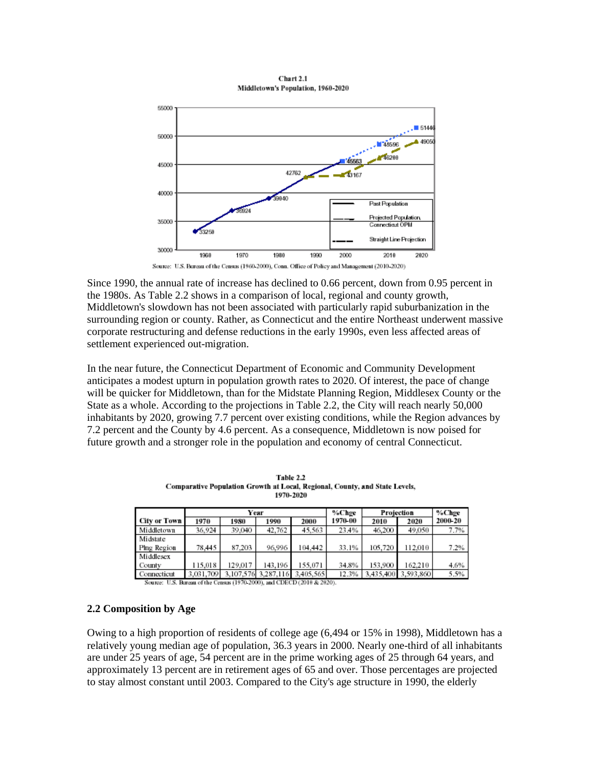**Chart 2.1**
**Middletown's Population, 1960-2020**

Source: U.S. Bureau of the Census (1960-2000), Conn. Office of Policy and Management (2010-2020)

Since 1990, the annual rate of increase has declined to 0.66 percent, down from 0.95 percent in the 1980s. As Table 2.2 shows in a comparison of local, regional and county growth, Middletown's slowdown has not been associated with particularly rapid suburbanization in the surrounding region or county. Rather, as Connecticut and the entire Northeast underwent massive corporate restructuring and defense reductions in the early 1990s, even less affected areas of settlement experienced out-migration.

In the near future, the Connecticut Department of Economic and Community Development anticipates a modest upturn in population growth rates to 2020. Of interest, the pace of change will be quicker for Middletown, than for the Midstate Planning Region, Middlesex County or the State as a whole. According to the projections in Table 2.2, the City will reach nearly 50,000 inhabitants by 2020, growing 7.7 percent over existing conditions, while the Region advances by 7.2 percent and the County by 4.6 percent. As a consequence, Middletown is now poised for future growth and a stronger role in the population and economy of central Connecticut.

**Table 2.2**
**Comparative Population Growth at Local, Regional, County, and State Levels, 1970-2020**

| City or Town | Year | | | | %Chge | Projection | | %Chge |
|---|---|---|---|---|---|---|---|---|
| | 1970 | 1980 | 1990 | 2000 | 1970-00 | 2010 | 2020 | 2000-20 |
| Middletown | 36,924 | 39,040 | 42,762 | 45,563 | 23.4% | 46,200 | 49,050 | 7.7% |
| Midstate Plng Region | 78,445 | 87,203 | 96,996 | 104,442 | 33.1% | 105,720 | 112,010 | 7.2% |
| Middlesex County | 115,018 | 129,017 | 143,196 | 155,071 | 34.8% | 153,900 | 162,210 | 4.6% |
| Connecticut | 3,031,709 | 3,107,576 | 3,287,116 | 3,405,565 | 12.3% | 3,435,400 | 3,593,860 | 5.5% |

Source: U.S. Bureau of the Census (1970-2000), and CDECD (2010 & 2020).

### 2.2 Composition by Age

Owing to a high proportion of residents of college age (6,494 or 15% in 1998), Middletown has a relatively young median age of population, 36.3 years in 2000. Nearly one-third of all inhabitants are under 25 years of age, 54 percent are in the prime working ages of 25 through 64 years, and approximately 13 percent are in retirement ages of 65 and over. Those percentages are projected to stay almost constant until 2003. Compared to the City's age structure in 1990, the elderly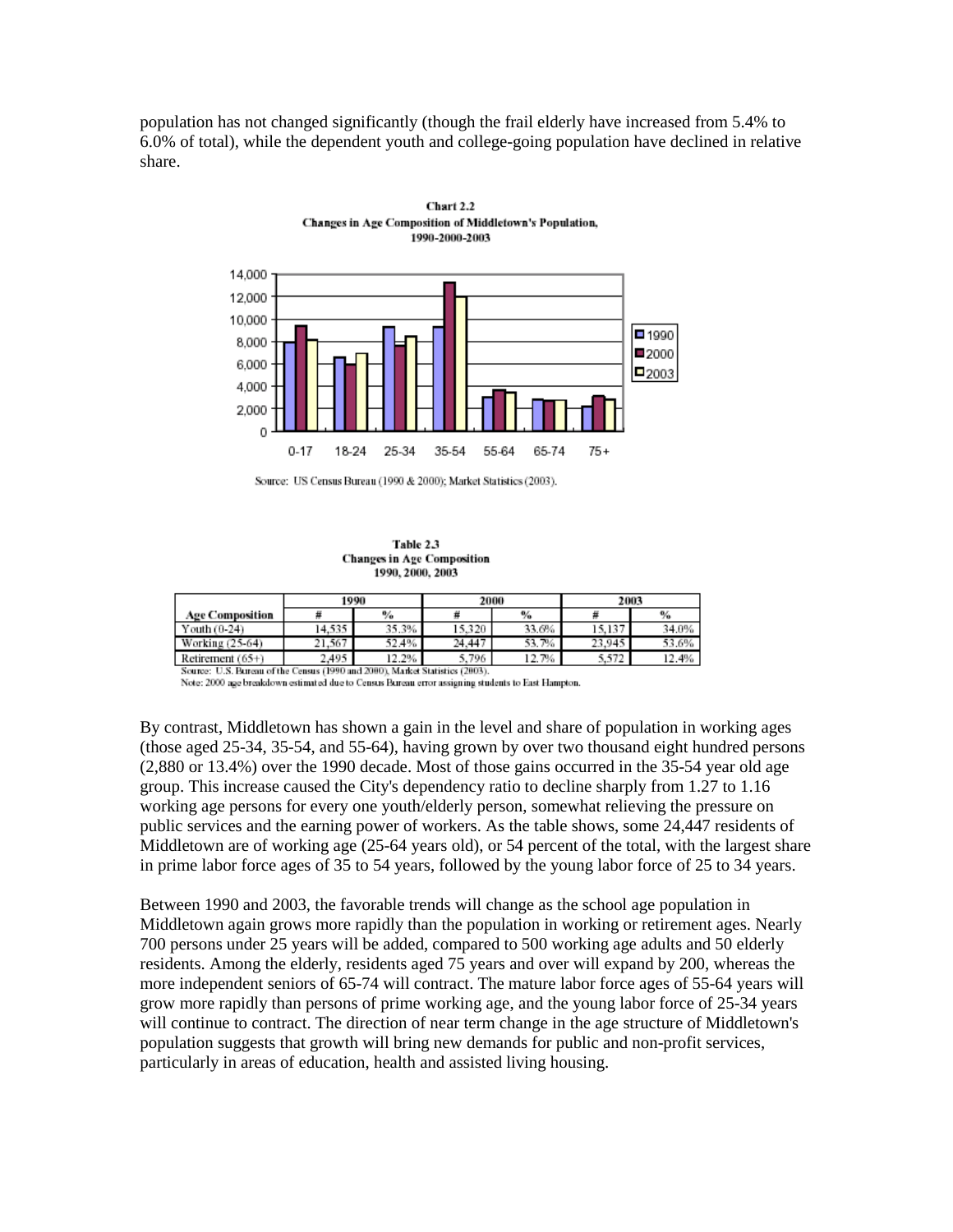population has not changed significantly (though the frail elderly have increased from 5.4% to 6.0% of total), while the dependent youth and college-going population have declined in relative share.

**Chart 2.2**
**Changes in Age Composition of Middletown's Population, 1990-2000-2003**

Source: US Census Bureau (1990 & 2000); Market Statistics (2003).

**Table 2.3**
**Changes in Age Composition**
**1990, 2000, 2003**

| Age Composition | 1990 | | 2000 | | 2003 | |
|---|---|---|---|---|---|---|
| | # | % | # | % | # | % |
| Youth (0-24) | 14,535 | 35.3% | 15,320 | 33.6% | 15,137 | 34.0% |
| Working (25-64) | 21,567 | 52.4% | 24,447 | 53.7% | 23,945 | 53.6% |
| Retirement (65+) | 2,495 | 12.2% | 5,796 | 12.7% | 5,572 | 12.4% |

Source: U.S. Bureau of the Census (1990 and 2000), Market Statistics (2003).
Note: 2000 age breakdown estimated due to Census Bureau error assigning students to East Hampton.

By contrast, Middletown has shown a gain in the level and share of population in working ages (those aged 25-34, 35-54, and 55-64), having grown by over two thousand eight hundred persons (2,880 or 13.4%) over the 1990 decade. Most of those gains occurred in the 35-54 year old age group. This increase caused the City's dependency ratio to decline sharply from 1.27 to 1.16 working age persons for every one youth/elderly person, somewhat relieving the pressure on public services and the earning power of workers. As the table shows, some 24,447 residents of Middletown are of working age (25-64 years old), or 54 percent of the total, with the largest share in prime labor force ages of 35 to 54 years, followed by the young labor force of 25 to 34 years.

Between 1990 and 2003, the favorable trends will change as the school age population in Middletown again grows more rapidly than the population in working or retirement ages. Nearly 700 persons under 25 years will be added, compared to 500 working age adults and 50 elderly residents. Among the elderly, residents aged 75 years and over will expand by 200, whereas the more independent seniors of 65-74 will contract. The mature labor force ages of 55-64 years will grow more rapidly than persons of prime working age, and the young labor force of 25-34 years will continue to contract. The direction of near term change in the age structure of Middletown's population suggests that growth will bring new demands for public and non-profit services, particularly in areas of education, health and assisted living housing.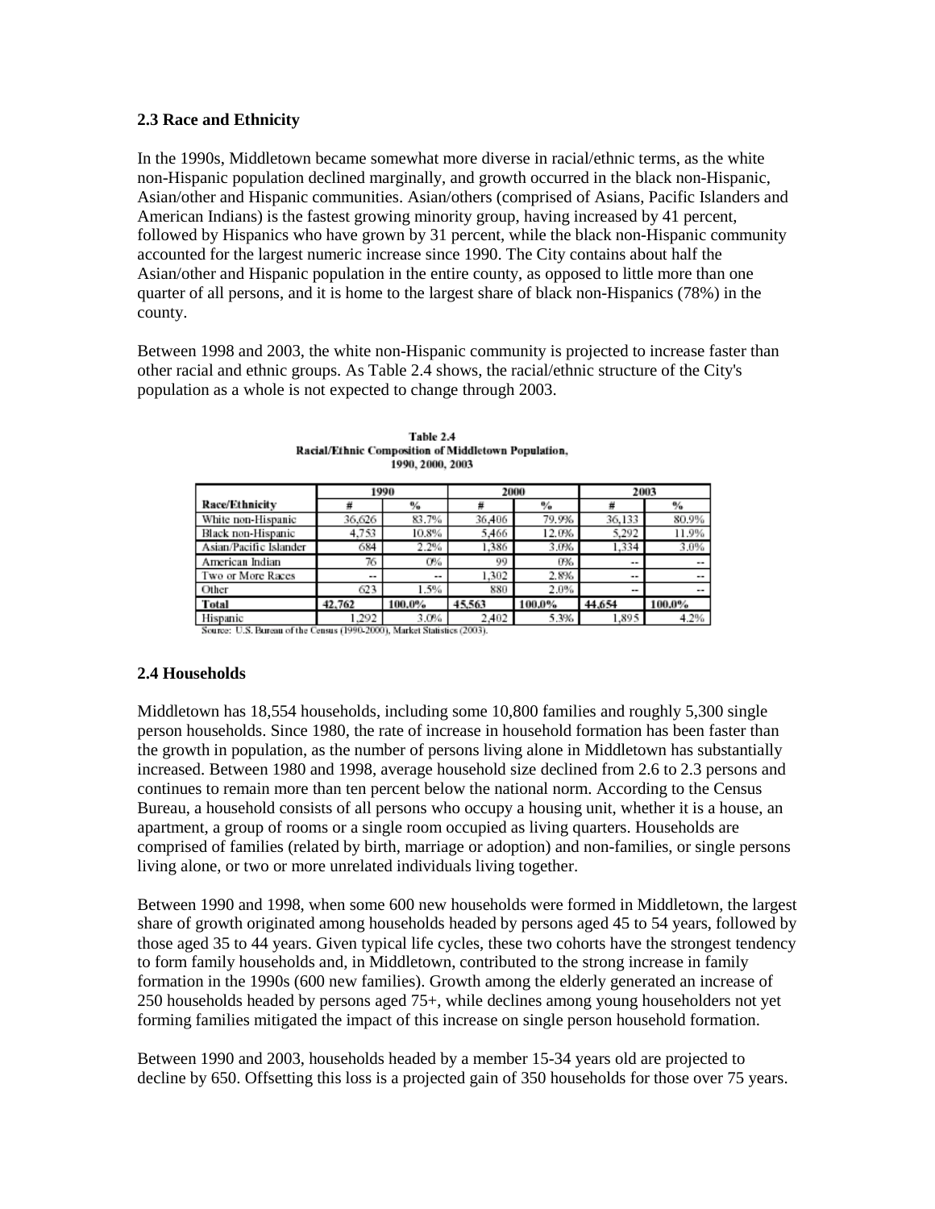### 2.3 Race and Ethnicity

In the 1990s, Middletown became somewhat more diverse in racial/ethnic terms, as the white non-Hispanic population declined marginally, and growth occurred in the black non-Hispanic, Asian/other and Hispanic communities. Asian/others (comprised of Asians, Pacific Islanders and American Indians) is the fastest growing minority group, having increased by 41 percent, followed by Hispanics who have grown by 31 percent, while the black non-Hispanic community accounted for the largest numeric increase since 1990. The City contains about half the Asian/other and Hispanic population in the entire county, as opposed to little more than one quarter of all persons, and it is home to the largest share of black non-Hispanics (78%) in the county.

Between 1998 and 2003, the white non-Hispanic community is projected to increase faster than other racial and ethnic groups. As Table 2.4 shows, the racial/ethnic structure of the City's population as a whole is not expected to change through 2003.

**Table 2.4**
**Racial/Ethnic Composition of Middletown Population, 1990, 2000, 2003**

| Race/Ethnicity | 1990 | | 2000 | | 2003 | |
|---|---|---|---|---|---|---|
| | # | % | # | % | # | % |
| White non-Hispanic | 36,626 | 83.7% | 36,406 | 79.9% | 36,133 | 80.9% |
| Black non-Hispanic | 4,753 | 10.8% | 5,466 | 12.0% | 5,292 | 11.9% |
| Asian/Pacific Islander | 684 | 2.2% | 1,386 | 3.0% | 1,334 | 3.0% |
| American Indian | 76 | 0% | 99 | 0% | -- | -- |
| Two or More Races | -- | -- | 1,302 | 2.8% | -- | -- |
| Other | 623 | 1.5% | 880 | 2.0% | -- | -- |
| **Total** | **42,762** | **100.0%** | **45,563** | **100.0%** | **44,654** | **100.0%** |
| Hispanic | 1,292 | 3.0% | 2,402 | 5.3% | 1,895 | 4.2% |

Source: U.S. Bureau of the Census (1990-2000), Market Statistics (2003).

### 2.4 Households

Middletown has 18,554 households, including some 10,800 families and roughly 5,300 single person households. Since 1980, the rate of increase in household formation has been faster than the growth in population, as the number of persons living alone in Middletown has substantially increased. Between 1980 and 1998, average household size declined from 2.6 to 2.3 persons and continues to remain more than ten percent below the national norm. According to the Census Bureau, a household consists of all persons who occupy a housing unit, whether it is a house, an apartment, a group of rooms or a single room occupied as living quarters. Households are comprised of families (related by birth, marriage or adoption) and non-families, or single persons living alone, or two or more unrelated individuals living together.

Between 1990 and 1998, when some 600 new households were formed in Middletown, the largest share of growth originated among households headed by persons aged 45 to 54 years, followed by those aged 35 to 44 years. Given typical life cycles, these two cohorts have the strongest tendency to form family households and, in Middletown, contributed to the strong increase in family formation in the 1990s (600 new families). Growth among the elderly generated an increase of 250 households headed by persons aged 75+, while declines among young householders not yet forming families mitigated the impact of this increase on single person household formation.

Between 1990 and 2003, households headed by a member 15-34 years old are projected to decline by 650. Offsetting this loss is a projected gain of 350 households for those over 75 years.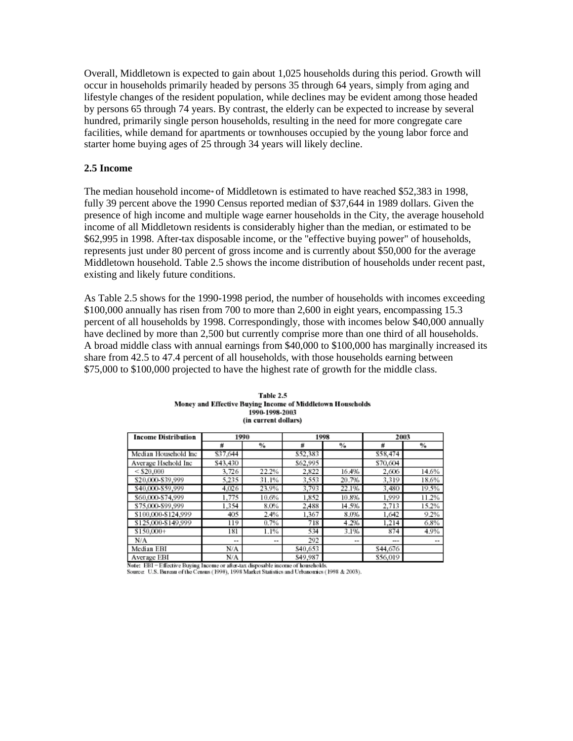Overall, Middletown is expected to gain about 1,025 households during this period. Growth will occur in households primarily headed by persons 35 through 64 years, simply from aging and lifestyle changes of the resident population, while declines may be evident among those headed by persons 65 through 74 years. By contrast, the elderly can be expected to increase by several hundred, primarily single person households, resulting in the need for more congregate care facilities, while demand for apartments or townhouses occupied by the young labor force and starter home buying ages of 25 through 34 years will likely decline.

### 2.5 Income

The median household income* of Middletown is estimated to have reached $52,383 in 1998, fully 39 percent above the 1990 Census reported median of $37,644 in 1989 dollars. Given the presence of high income and multiple wage earner households in the City, the average household income of all Middletown residents is considerably higher than the median, or estimated to be $62,995 in 1998. After-tax disposable income, or the "effective buying power" of households, represents just under 80 percent of gross income and is currently about $50,000 for the average Middletown household. Table 2.5 shows the income distribution of households under recent past, existing and likely future conditions.

As Table 2.5 shows for the 1990-1998 period, the number of households with incomes exceeding $100,000 annually has risen from 700 to more than 2,600 in eight years, encompassing 15.3 percent of all households by 1998. Correspondingly, those with incomes below $40,000 annually have declined by more than 2,500 but currently comprise more than one third of all households. A broad middle class with annual earnings from $40,000 to $100,000 has marginally increased its share from 42.5 to 47.4 percent of all households, with those households earning between $75,000 to $100,000 projected to have the highest rate of growth for the middle class.

**Table 2.5**
**Money and Effective Buying Income of Middletown Households**
**1990-1998-2003**
**(in current dollars)**

| Income Distribution | 1990 | | 1998 | | 2003 | |
|---|---|---|---|---|---|---|
| | # | % | # | % | # | % |
| Median Household Inc | $37,644 | | $52,383 | | $58,474 | |
| Average Hsehold Inc | $43,430 | | $62,995 | | $70,604 | |
| < $20,000 | 3,726 | 22.2% | 2,822 | 16.4% | 2,606 | 14.6% |
| $20,000-$39,999 | 5,235 | 31.1% | 3,553 | 20.7% | 3,319 | 18.6% |
| $40,000-$59,999 | 4,026 | 23.9% | 3,793 | 22.1% | 3,480 | 19.5% |
| $60,000-$74,999 | 1,775 | 10.6% | 1,852 | 10.8% | 1,999 | 11.2% |
| $75,000-$99,999 | 1,354 | 8.0% | 2,488 | 14.5% | 2,713 | 15.2% |
| $100,000-$124,999 | 405 | 2.4% | 1,367 | 8.0% | 1,642 | 9.2% |
| $125,000-$149,999 | 119 | 0.7% | 718 | 4.2% | 1,214 | 6.8% |
| $150,000+ | 181 | 1.1% | 534 | 3.1% | 874 | 4.9% |
| N/A | -- | -- | 292 | -- | --- | -- |
| Median EBI | N/A | | $40,653 | | $44,676 | |
| Average EBI | N/A | | $49,987 | | $56,019 | |

Note: EBI = Effective Buying Income or after-tax disposable income of households.
Source: U.S. Bureau of the Census (1990), 1998 Market Statistics and Urbanomics (1998 & 2003).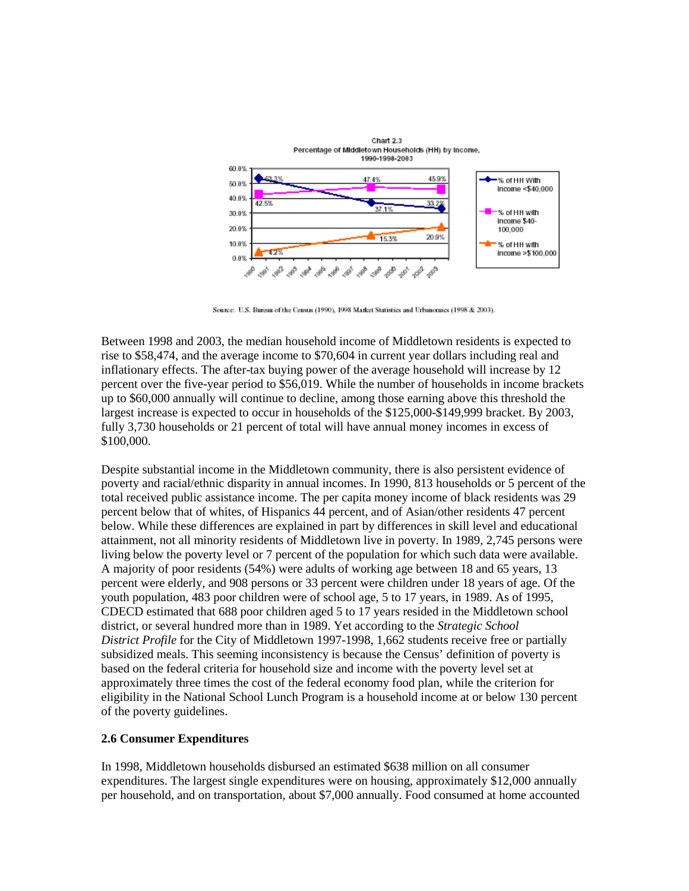Chart 2.3
Percentage of Middletown Households (HH) by Income,
1990-1998-2003

| Year | % of HH With Income <$40,000 | % of HH with Income $40-100,000 | % of HH with Income >$100,000 |
|---|---|---|---|
| 1990 | 53.3% | 42.5% | 4.2% |
| 1998 | 37.1% | 47.4% | 15.3% |
| 2003 | 33.2% | 45.9% | 20.9% |

Source: U.S. Bureau of the Census (1990), 1998 Market Statistics and Urbanomics (1998 & 2003).

Between 1998 and 2003, the median household income of Middletown residents is expected to rise to $58,474, and the average income to $70,604 in current year dollars including real and inflationary effects. The after-tax buying power of the average household will increase by 12 percent over the five-year period to $56,019. While the number of households in income brackets up to $60,000 annually will continue to decline, among those earning above this threshold the largest increase is expected to occur in households of the $125,000-$149,999 bracket. By 2003, fully 3,730 households or 21 percent of total will have annual money incomes in excess of $100,000.

Despite substantial income in the Middletown community, there is also persistent evidence of poverty and racial/ethnic disparity in annual incomes. In 1990, 813 households or 5 percent of the total received public assistance income. The per capita money income of black residents was 29 percent below that of whites, of Hispanics 44 percent, and of Asian/other residents 47 percent below. While these differences are explained in part by differences in skill level and educational attainment, not all minority residents of Middletown live in poverty. In 1989, 2,745 persons were living below the poverty level or 7 percent of the population for which such data were available. A majority of poor residents (54%) were adults of working age between 18 and 65 years, 13 percent were elderly, and 908 persons or 33 percent were children under 18 years of age. Of the youth population, 483 poor children were of school age, 5 to 17 years, in 1989. As of 1995, CDECD estimated that 688 poor children aged 5 to 17 years resided in the Middletown school district, or several hundred more than in 1989. Yet according to the *Strategic School District Profile* for the City of Middletown 1997-1998, 1,662 students receive free or partially subsidized meals. This seeming inconsistency is because the Census' definition of poverty is based on the federal criteria for household size and income with the poverty level set at approximately three times the cost of the federal economy food plan, while the criterion for eligibility in the National School Lunch Program is a household income at or below 130 percent of the poverty guidelines.

**2.6 Consumer Expenditures**

In 1998, Middletown households disbursed an estimated $638 million on all consumer expenditures. The largest single expenditures were on housing, approximately $12,000 annually per household, and on transportation, about $7,000 annually. Food consumed at home accounted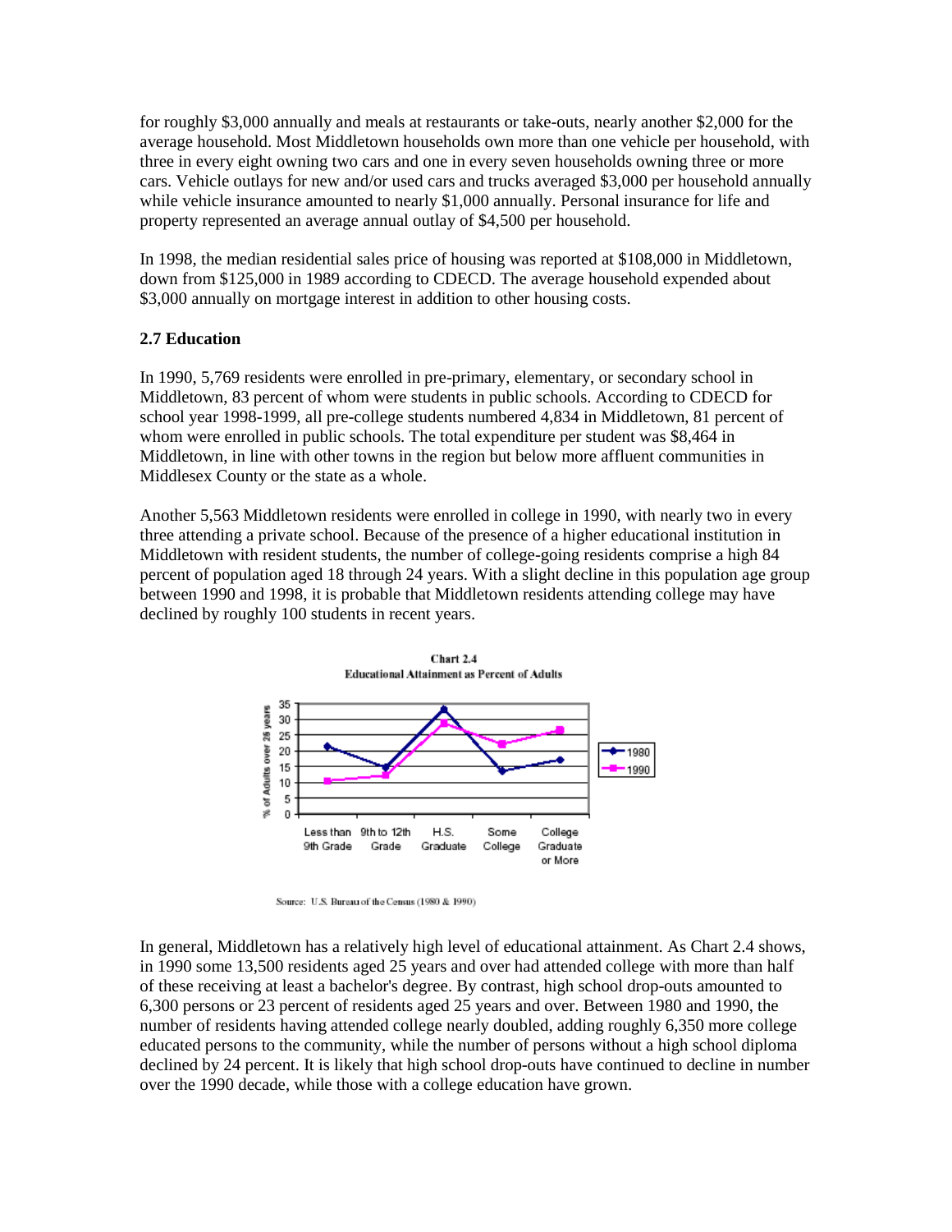for roughly $3,000 annually and meals at restaurants or take-outs, nearly another $2,000 for the average household. Most Middletown households own more than one vehicle per household, with three in every eight owning two cars and one in every seven households owning three or more cars. Vehicle outlays for new and/or used cars and trucks averaged $3,000 per household annually while vehicle insurance amounted to nearly $1,000 annually. Personal insurance for life and property represented an average annual outlay of $4,500 per household.

In 1998, the median residential sales price of housing was reported at $108,000 in Middletown, down from $125,000 in 1989 according to CDECD. The average household expended about $3,000 annually on mortgage interest in addition to other housing costs.

### 2.7 Education

In 1990, 5,769 residents were enrolled in pre-primary, elementary, or secondary school in Middletown, 83 percent of whom were students in public schools. According to CDECD for school year 1998-1999, all pre-college students numbered 4,834 in Middletown, 81 percent of whom were enrolled in public schools. The total expenditure per student was $8,464 in Middletown, in line with other towns in the region but below more affluent communities in Middlesex County or the state as a whole.

Another 5,563 Middletown residents were enrolled in college in 1990, with nearly two in every three attending a private school. Because of the presence of a higher educational institution in Middletown with resident students, the number of college-going residents comprise a high 84 percent of population aged 18 through 24 years. With a slight decline in this population age group between 1990 and 1998, it is probable that Middletown residents attending college may have declined by roughly 100 students in recent years.

**Chart 2.4**
**Educational Attainment as Percent of Adults**

| Educational Attainment (% of Adults over 25 years) | 1980 | 1990 |
|---|---|---|
| Less than 9th Grade | 21 | 10 |
| 9th to 12th Grade | 14 | 12 |
| H.S. Graduate | 33 | 29 |
| Some College | 13 | 22 |
| College Graduate or More | 17 | 26 |

Source: U.S. Bureau of the Census (1980 & 1990)

In general, Middletown has a relatively high level of educational attainment. As Chart 2.4 shows, in 1990 some 13,500 residents aged 25 years and over had attended college with more than half of these receiving at least a bachelor's degree. By contrast, high school drop-outs amounted to 6,300 persons or 23 percent of residents aged 25 years and over. Between 1980 and 1990, the number of residents having attended college nearly doubled, adding roughly 6,350 more college educated persons to the community, while the number of persons without a high school diploma declined by 24 percent. It is likely that high school drop-outs have continued to decline in number over the 1990 decade, while those with a college education have grown.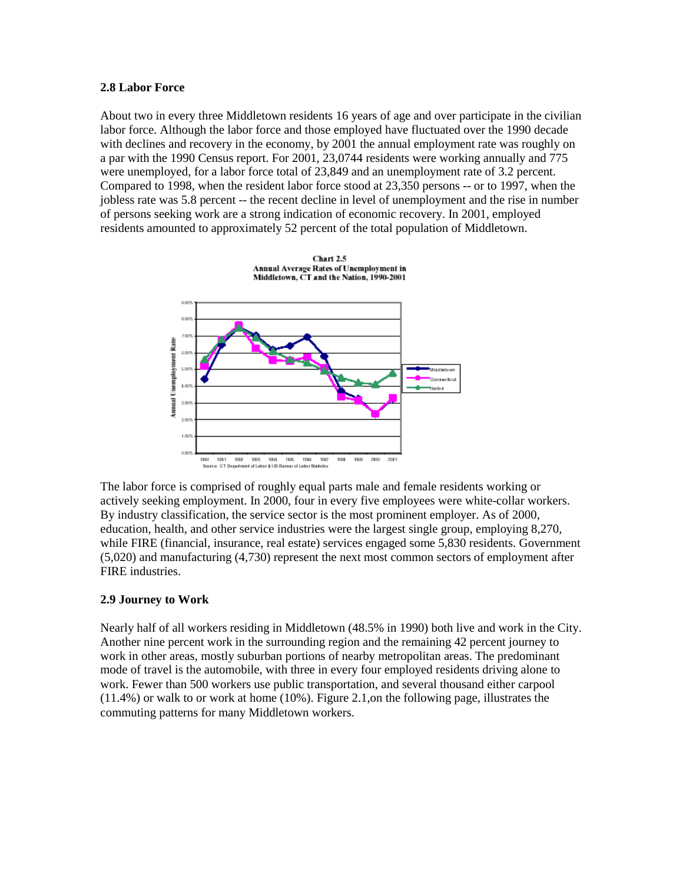### 2.8 Labor Force

About two in every three Middletown residents 16 years of age and over participate in the civilian labor force. Although the labor force and those employed have fluctuated over the 1990 decade with declines and recovery in the economy, by 2001 the annual employment rate was roughly on a par with the 1990 Census report. For 2001, 23,0744 residents were working annually and 775 were unemployed, for a labor force total of 23,849 and an unemployment rate of 3.2 percent. Compared to 1998, when the resident labor force stood at 23,350 persons -- or to 1997, when the jobless rate was 5.8 percent -- the recent decline in level of unemployment and the rise in number of persons seeking work are a strong indication of economic recovery. In 2001, employed residents amounted to approximately 52 percent of the total population of Middletown.

**Chart 2.5**
**Annual Average Rates of Unemployment in Middletown, CT and the Nation, 1990-2001**

Source: CT Department of Labor & US Bureau of Labor Statistics

The labor force is comprised of roughly equal parts male and female residents working or actively seeking employment. In 2000, four in every five employees were white-collar workers. By industry classification, the service sector is the most prominent employer. As of 2000, education, health, and other service industries were the largest single group, employing 8,270, while FIRE (financial, insurance, real estate) services engaged some 5,830 residents. Government (5,020) and manufacturing (4,730) represent the next most common sectors of employment after FIRE industries.

### 2.9 Journey to Work

Nearly half of all workers residing in Middletown (48.5% in 1990) both live and work in the City. Another nine percent work in the surrounding region and the remaining 42 percent journey to work in other areas, mostly suburban portions of nearby metropolitan areas. The predominant mode of travel is the automobile, with three in every four employed residents driving alone to work. Fewer than 500 workers use public transportation, and several thousand either carpool (11.4%) or walk to or work at home (10%). Figure 2.1,on the following page, illustrates the commuting patterns for many Middletown workers.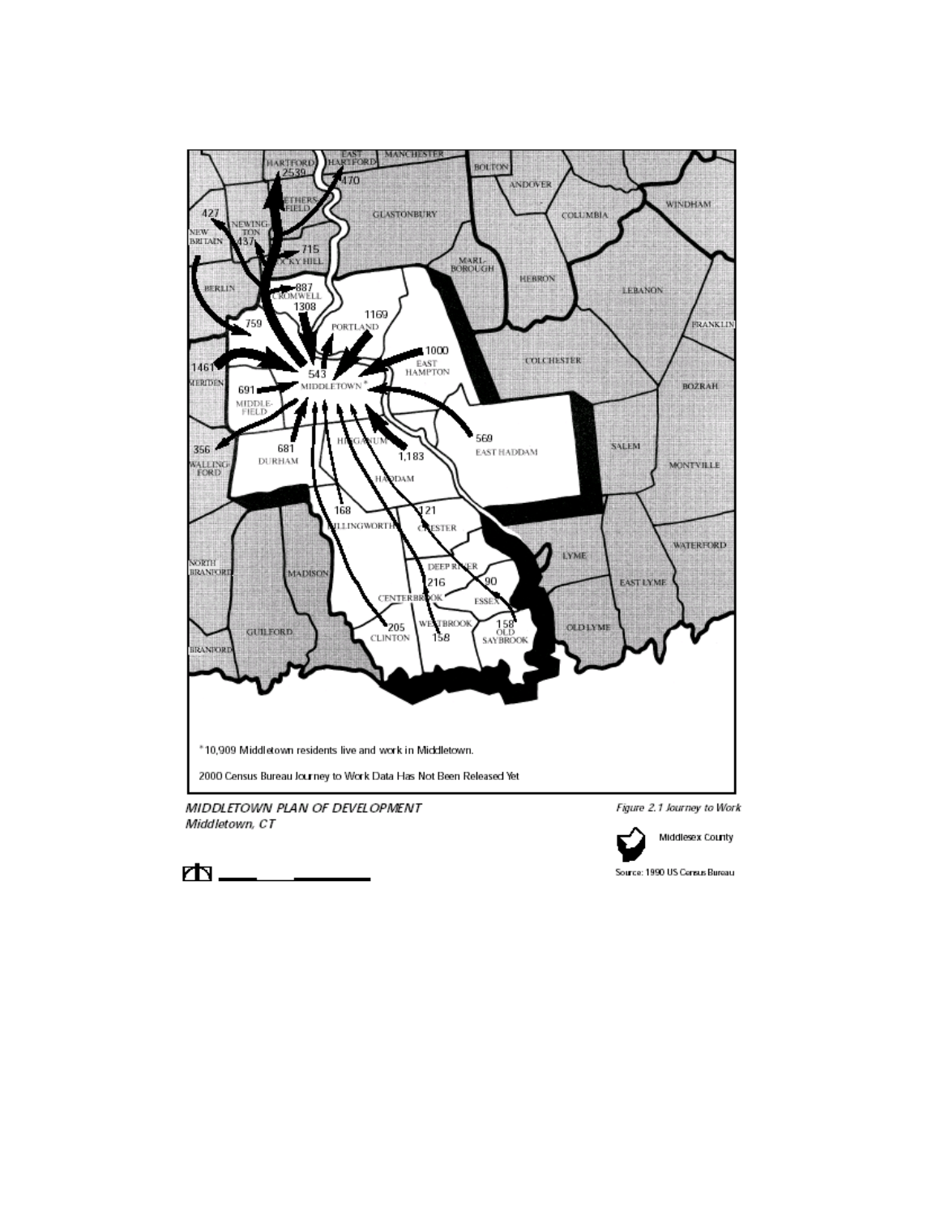\*10,909 Middletown residents live and work in Middletown.

2000 Census Bureau Journey to Work Data Has Not Been Released Yet

*MIDDLETOWN PLAN OF DEVELOPMENT*
*Middletown, CT*

*Figure 2.1 Journey to Work*

Middlesex County

Source: 1990 US Census Bureau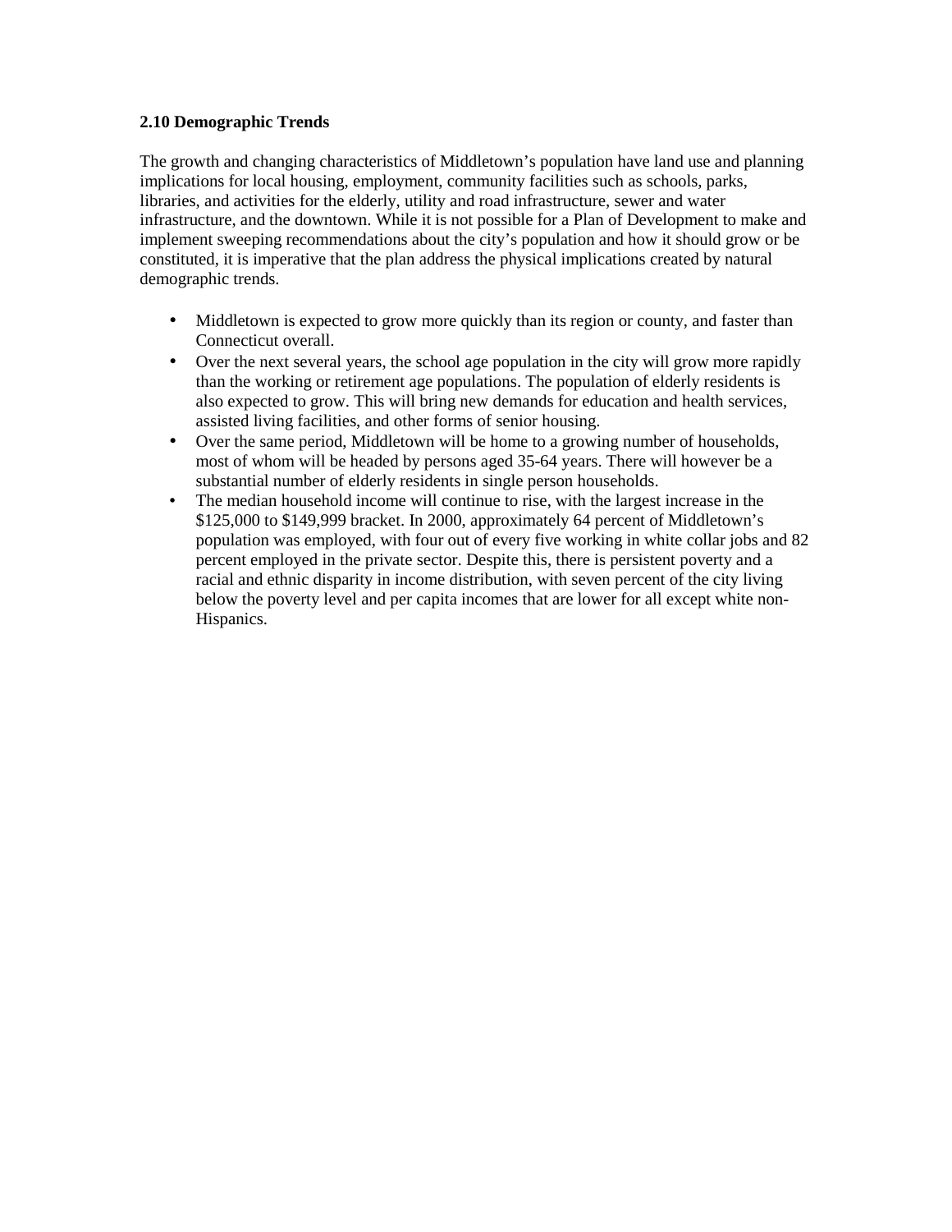### 2.10 Demographic Trends

The growth and changing characteristics of Middletown's population have land use and planning implications for local housing, employment, community facilities such as schools, parks, libraries, and activities for the elderly, utility and road infrastructure, sewer and water infrastructure, and the downtown. While it is not possible for a Plan of Development to make and implement sweeping recommendations about the city's population and how it should grow or be constituted, it is imperative that the plan address the physical implications created by natural demographic trends.

- Middletown is expected to grow more quickly than its region or county, and faster than Connecticut overall.
- Over the next several years, the school age population in the city will grow more rapidly than the working or retirement age populations. The population of elderly residents is also expected to grow. This will bring new demands for education and health services, assisted living facilities, and other forms of senior housing.
- Over the same period, Middletown will be home to a growing number of households, most of whom will be headed by persons aged 35-64 years. There will however be a substantial number of elderly residents in single person households.
- The median household income will continue to rise, with the largest increase in the $125,000 to $149,999 bracket. In 2000, approximately 64 percent of Middletown's population was employed, with four out of every five working in white collar jobs and 82 percent employed in the private sector. Despite this, there is persistent poverty and a racial and ethnic disparity in income distribution, with seven percent of the city living below the poverty level and per capita incomes that are lower for all except white non-Hispanics.